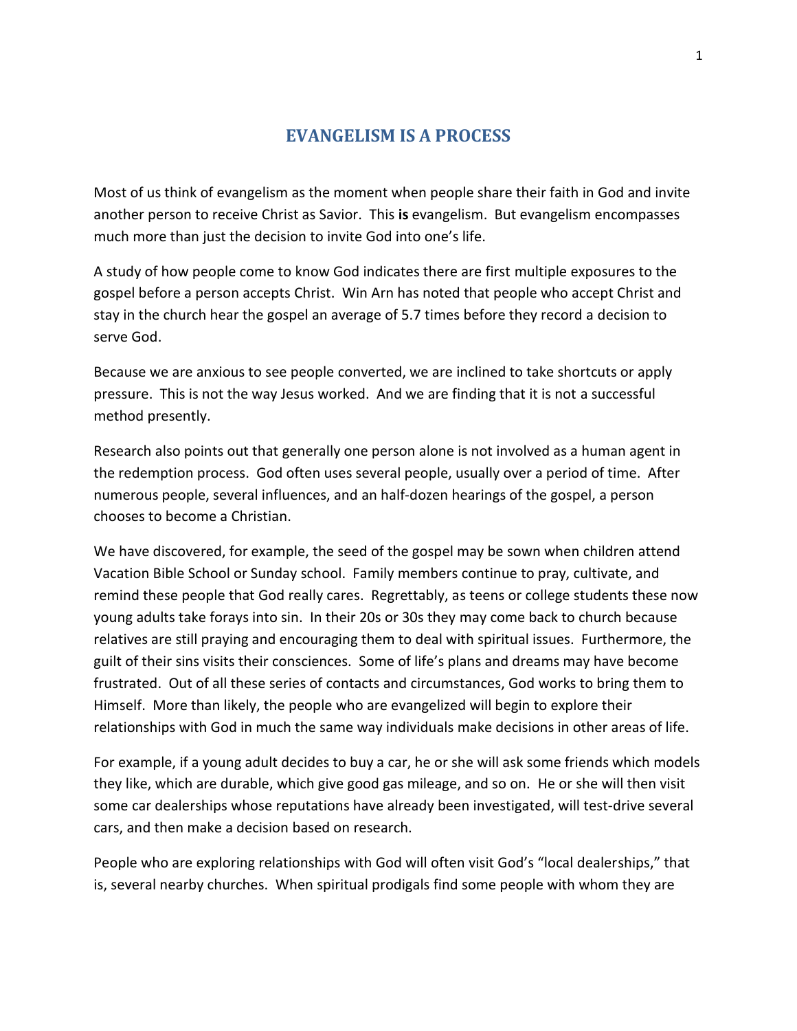# EVANGELISM IS A PROCESS

Most of us think of evangelism as the moment when people share their faith in God and invite another person to receive Christ as Savior. This **is** evangelism. But evangelism encompasses much more than just the decision to invite God into one's life.

A study of how people come to know God indicates there are first multiple exposures to the gospel before a person accepts Christ. Win Arn has noted that people who accept Christ and stay in the church hear the gospel an average of 5.7 times before they record a decision to serve God.

Because we are anxious to see people converted, we are inclined to take shortcuts or apply pressure. This is not the way Jesus worked. And we are finding that it is not a successful method presently.

Research also points out that generally one person alone is not involved as a human agent in the redemption process. God often uses several people, usually over a period of time. After numerous people, several influences, and an half-dozen hearings of the gospel, a person chooses to become a Christian.

We have discovered, for example, the seed of the gospel may be sown when children attend Vacation Bible School or Sunday school. Family members continue to pray, cultivate, and remind these people that God really cares. Regrettably, as teens or college students these now young adults take forays into sin. In their 20s or 30s they may come back to church because relatives are still praying and encouraging them to deal with spiritual issues. Furthermore, the guilt of their sins visits their consciences. Some of life's plans and dreams may have become frustrated. Out of all these series of contacts and circumstances, God works to bring them to Himself. More than likely, the people who are evangelized will begin to explore their relationships with God in much the same way individuals make decisions in other areas of life.

For example, if a young adult decides to buy a car, he or she will ask some friends which models they like, which are durable, which give good gas mileage, and so on. He or she will then visit some car dealerships whose reputations have already been investigated, will test-drive several cars, and then make a decision based on research.

People who are exploring relationships with God will often visit God's "local dealerships," that is, several nearby churches. When spiritual prodigals find some people with whom they are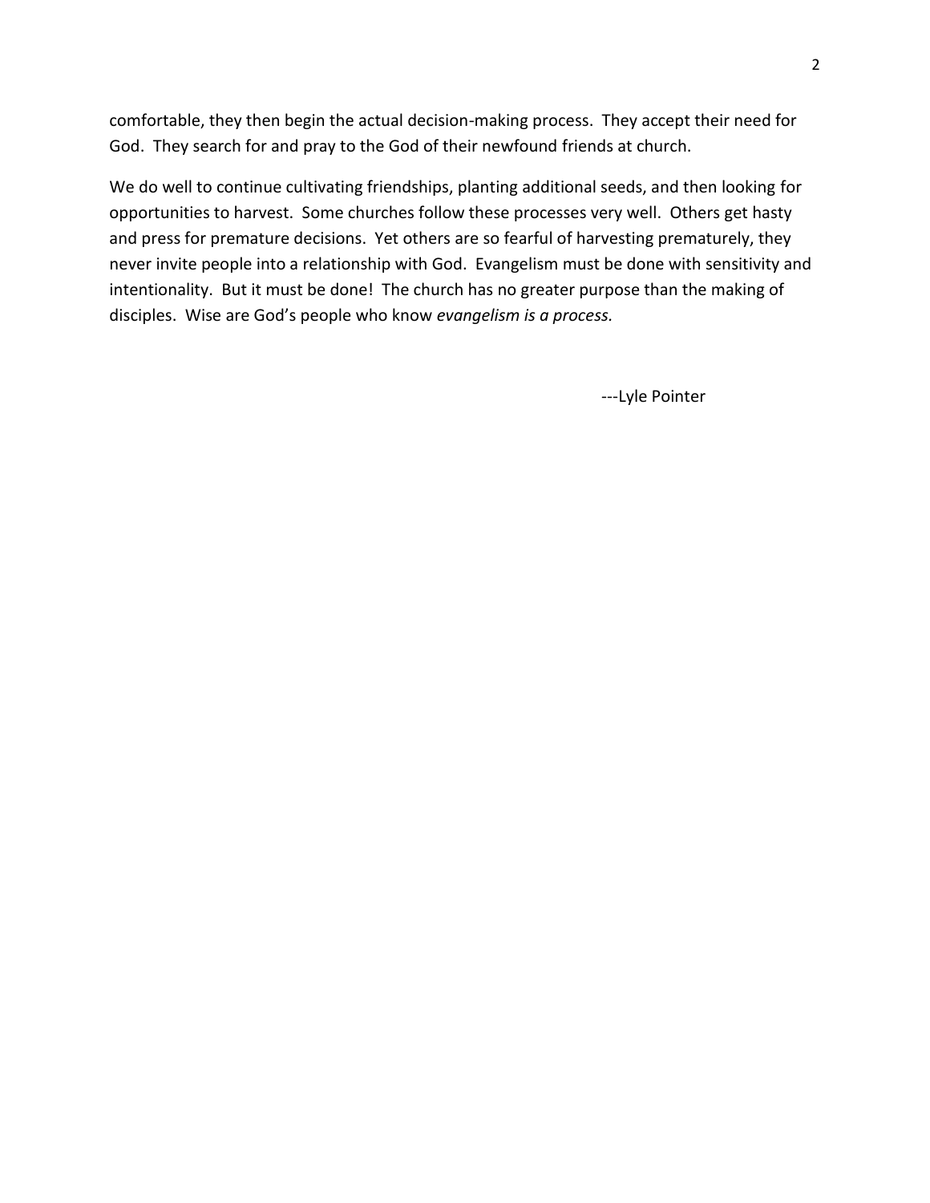comfortable, they then begin the actual decision-making process. They accept their need for God. They search for and pray to the God of their newfound friends at church.

We do well to continue cultivating friendships, planting additional seeds, and then looking for opportunities to harvest. Some churches follow these processes very well. Others get hasty and press for premature decisions. Yet others are so fearful of harvesting prematurely, they never invite people into a relationship with God. Evangelism must be done with sensitivity and intentionality. But it must be done! The church has no greater purpose than the making of disciples. Wise are God's people who know *evangelism is a process.*

---Lyle Pointer